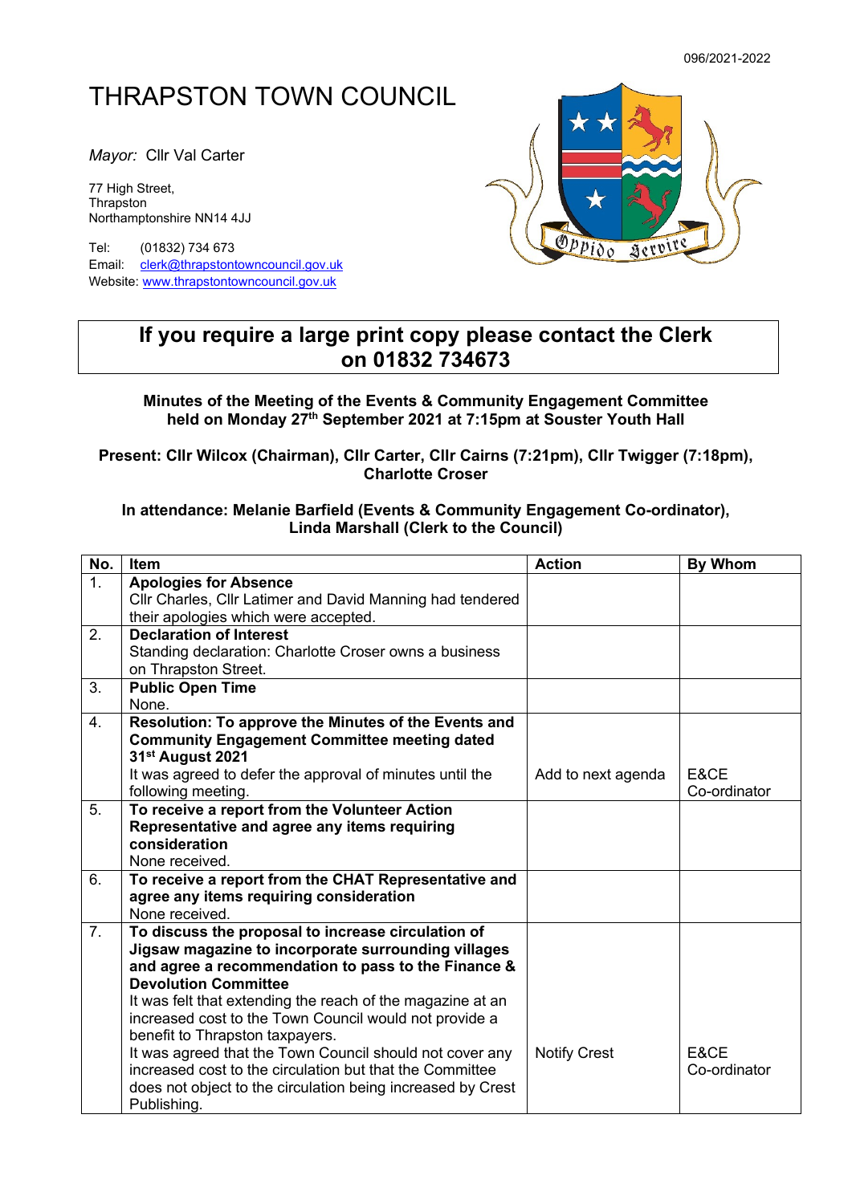096/2021-2022

# THRAPSTON TOWN COUNCIL

*Mayor:* Cllr Val Carter

77 High Street,
Thrapston
Northamptonshire NN14 4JJ

Tel: (01832) 734 673
Email: clerk@thrapstontowncouncil.gov.uk
Website: www.thrapstontowncouncil.gov.uk

**If you require a large print copy please contact the Clerk on 01832 734673**

**Minutes of the Meeting of the Events & Community Engagement Committee held on Monday 27th September 2021 at 7:15pm at Souster Youth Hall**

**Present: Cllr Wilcox (Chairman), Cllr Carter, Cllr Cairns (7:21pm), Cllr Twigger (7:18pm), Charlotte Croser**

**In attendance: Melanie Barfield (Events & Community Engagement Co-ordinator), Linda Marshall (Clerk to the Council)**

| No. | Item | Action | By Whom |
|---|---|---|---|
| 1. | **Apologies for Absence**<br>Cllr Charles, Cllr Latimer and David Manning had tendered their apologies which were accepted. | | |
| 2. | **Declaration of Interest**<br>Standing declaration: Charlotte Croser owns a business on Thrapston Street. | | |
| 3. | **Public Open Time**<br>None. | | |
| 4. | **Resolution: To approve the Minutes of the Events and Community Engagement Committee meeting dated 31st August 2021**<br>It was agreed to defer the approval of minutes until the following meeting. | Add to next agenda | E&CE Co-ordinator |
| 5. | **To receive a report from the Volunteer Action Representative and agree any items requiring consideration**<br>None received. | | |
| 6. | **To receive a report from the CHAT Representative and agree any items requiring consideration**<br>None received. | | |
| 7. | **To discuss the proposal to increase circulation of Jigsaw magazine to incorporate surrounding villages and agree a recommendation to pass to the Finance & Devolution Committee**<br>It was felt that extending the reach of the magazine at an increased cost to the Town Council would not provide a benefit to Thrapston taxpayers.<br>It was agreed that the Town Council should not cover any increased cost to the circulation but that the Committee does not object to the circulation being increased by Crest Publishing. | Notify Crest | E&CE Co-ordinator |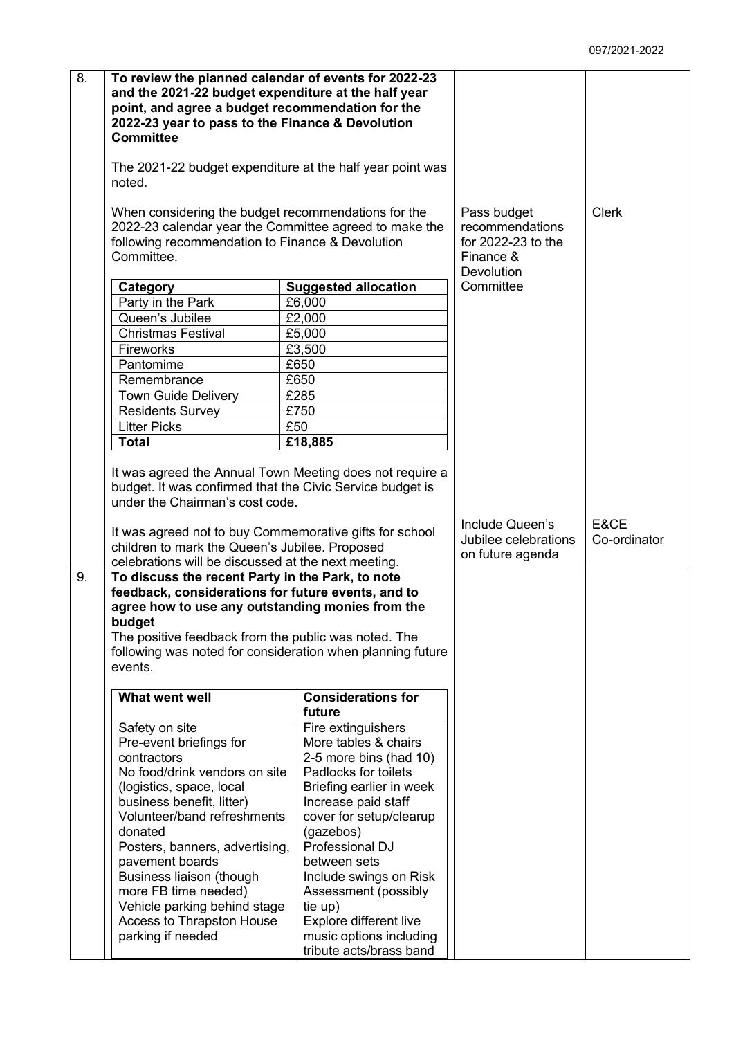| | | | |
|---|---|---|---|
| 8. | **To review the planned calendar of events for 2022-23 and the 2021-22 budget expenditure at the half year point, and agree a budget recommendation for the 2022-23 year to pass to the Finance & Devolution Committee**<br><br>The 2021-22 budget expenditure at the half year point was noted.<br><br>When considering the budget recommendations for the 2022-23 calendar year the Committee agreed to make the following recommendation to Finance & Devolution Committee. | Pass budget recommendations for 2022-23 to the Finance & Devolution Committee | Clerk |

| Category | Suggested allocation |
|---|---|
| Party in the Park | £6,000 |
| Queen's Jubilee | £2,000 |
| Christmas Festival | £5,000 |
| Fireworks | £3,500 |
| Pantomime | £650 |
| Remembrance | £650 |
| Town Guide Delivery | £285 |
| Residents Survey | £750 |
| Litter Picks | £50 |
| **Total** | **£18,885** |

| | | | |
|---|---|---|---|
| | It was agreed the Annual Town Meeting does not require a budget. It was confirmed that the Civic Service budget is under the Chairman's cost code.<br><br>It was agreed not to buy Commemorative gifts for school children to mark the Queen's Jubilee. Proposed celebrations will be discussed at the next meeting. | Include Queen's Jubilee celebrations on future agenda | E&CE Co-ordinator |
| 9. | **To discuss the recent Party in the Park, to note feedback, considerations for future events, and to agree how to use any outstanding monies from the budget**<br>The positive feedback from the public was noted. The following was noted for consideration when planning future events. | | |

| What went well | Considerations for future |
|---|---|
| Safety on site<br>Pre-event briefings for contractors<br>No food/drink vendors on site (logistics, space, local business benefit, litter)<br>Volunteer/band refreshments donated<br>Posters, banners, advertising, pavement boards<br>Business liaison (though more FB time needed)<br>Vehicle parking behind stage<br>Access to Thrapston House parking if needed | Fire extinguishers<br>More tables & chairs<br>2-5 more bins (had 10)<br>Padlocks for toilets<br>Briefing earlier in week<br>Increase paid staff cover for setup/clearup (gazebos)<br>Professional DJ between sets<br>Include swings on Risk Assessment (possibly tie up)<br>Explore different live music options including tribute acts/brass band |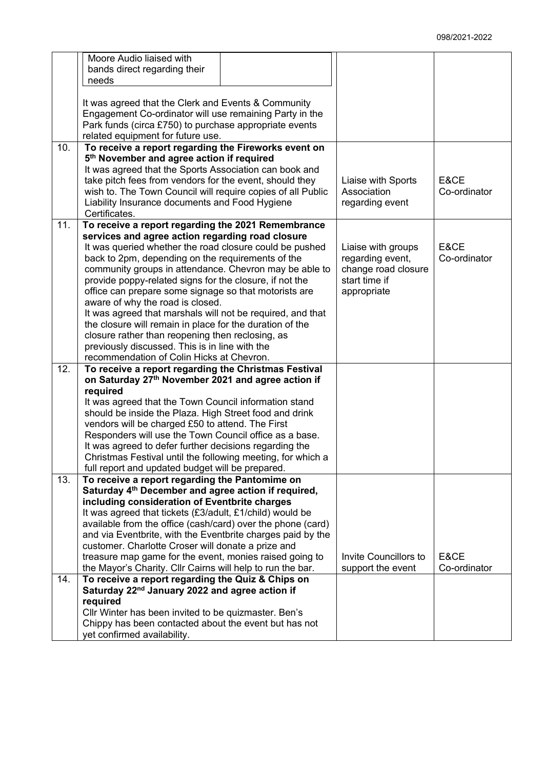| | | | |
|---|---|---|---|
| | Moore Audio liaised with bands direct regarding their needs<br><br>It was agreed that the Clerk and Events & Community Engagement Co-ordinator will use remaining Party in the Park funds (circa £750) to purchase appropriate events related equipment for future use. | | |
| 10. | **To receive a report regarding the Fireworks event on 5th November and agree action if required**<br>It was agreed that the Sports Association can book and take pitch fees from vendors for the event, should they wish to. The Town Council will require copies of all Public Liability Insurance documents and Food Hygiene Certificates. | Liaise with Sports Association regarding event | E&CE Co-ordinator |
| 11. | **To receive a report regarding the 2021 Remembrance services and agree action regarding road closure**<br>It was queried whether the road closure could be pushed back to 2pm, depending on the requirements of the community groups in attendance. Chevron may be able to provide poppy-related signs for the closure, if not the office can prepare some signage so that motorists are aware of why the road is closed.<br>It was agreed that marshals will not be required, and that the closure will remain in place for the duration of the closure rather than reopening then reclosing, as previously discussed. This is in line with the recommendation of Colin Hicks at Chevron. | Liaise with groups regarding event, change road closure start time if appropriate | E&CE Co-ordinator |
| 12. | **To receive a report regarding the Christmas Festival on Saturday 27th November 2021 and agree action if required**<br>It was agreed that the Town Council information stand should be inside the Plaza. High Street food and drink vendors will be charged £50 to attend. The First Responders will use the Town Council office as a base.<br>It was agreed to defer further decisions regarding the Christmas Festival until the following meeting, for which a full report and updated budget will be prepared. | | |
| 13. | **To receive a report regarding the Pantomime on Saturday 4th December and agree action if required, including consideration of Eventbrite charges**<br>It was agreed that tickets (£3/adult, £1/child) would be available from the office (cash/card) over the phone (card) and via Eventbrite, with the Eventbrite charges paid by the customer. Charlotte Croser will donate a prize and treasure map game for the event, monies raised going to the Mayor's Charity. Cllr Cairns will help to run the bar. | Invite Councillors to support the event | E&CE Co-ordinator |
| 14. | **To receive a report regarding the Quiz & Chips on Saturday 22nd January 2022 and agree action if required**<br>Cllr Winter has been invited to be quizmaster. Ben's Chippy has been contacted about the event but has not yet confirmed availability. | | |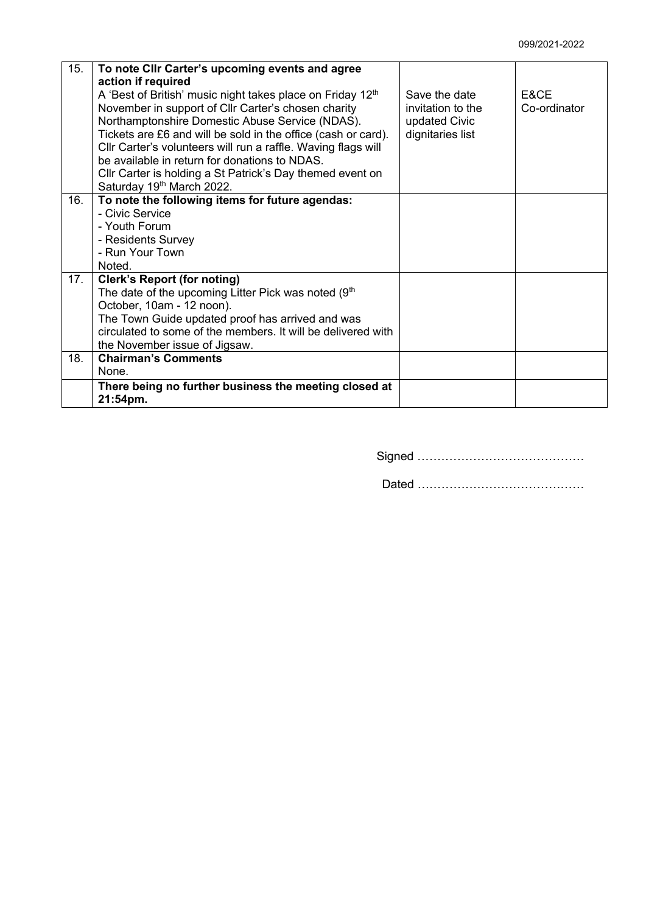| | | | |
|---|---|---|---|
| 15. | **To note Cllr Carter's upcoming events and agree action if required**<br>A 'Best of British' music night takes place on Friday 12th November in support of Cllr Carter's chosen charity Northamptonshire Domestic Abuse Service (NDAS). Tickets are £6 and will be sold in the office (cash or card). Cllr Carter's volunteers will run a raffle. Waving flags will be available in return for donations to NDAS.<br>Cllr Carter is holding a St Patrick's Day themed event on Saturday 19th March 2022. | Save the date invitation to the updated Civic dignitaries list | E&CE Co-ordinator |
| 16. | **To note the following items for future agendas:**<br>- Civic Service<br>- Youth Forum<br>- Residents Survey<br>- Run Your Town<br>Noted. | | |
| 17. | **Clerk's Report (for noting)**<br>The date of the upcoming Litter Pick was noted (9th October, 10am - 12 noon).<br>The Town Guide updated proof has arrived and was circulated to some of the members. It will be delivered with the November issue of Jigsaw. | | |
| 18. | **Chairman's Comments**<br>None. | | |
| | **There being no further business the meeting closed at 21:54pm.** | | |

Signed ……………………………………

Dated ……………………………………